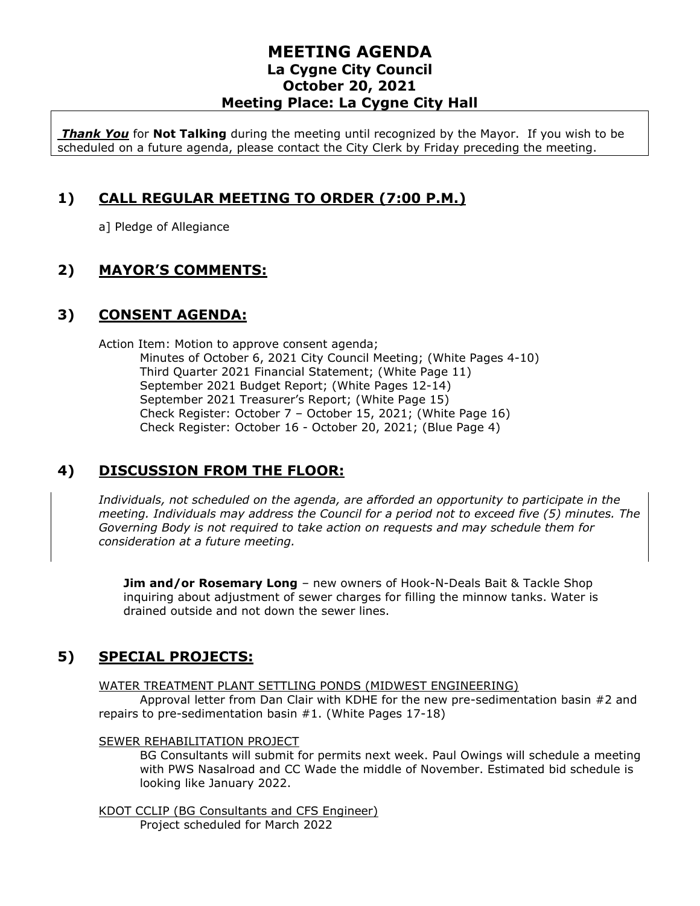# MEETING AGENDA
## La Cygne City Council
## October 20, 2021
## Meeting Place: La Cygne City Hall

***Thank You*** for **Not Talking** during the meeting until recognized by the Mayor. If you wish to be scheduled on a future agenda, please contact the City Clerk by Friday preceding the meeting.

## 1) CALL REGULAR MEETING TO ORDER (7:00 P.M.)

a] Pledge of Allegiance

## 2) MAYOR'S COMMENTS:

## 3) CONSENT AGENDA:

Action Item: Motion to approve consent agenda;
- Minutes of October 6, 2021 City Council Meeting; (White Pages 4-10)
- Third Quarter 2021 Financial Statement; (White Page 11)
- September 2021 Budget Report; (White Pages 12-14)
- September 2021 Treasurer's Report; (White Page 15)
- Check Register: October 7 – October 15, 2021; (White Page 16)
- Check Register: October 16 - October 20, 2021; (Blue Page 4)

## 4) DISCUSSION FROM THE FLOOR:

*Individuals, not scheduled on the agenda, are afforded an opportunity to participate in the meeting. Individuals may address the Council for a period not to exceed five (5) minutes. The Governing Body is not required to take action on requests and may schedule them for consideration at a future meeting.*

**Jim and/or Rosemary Long** – new owners of Hook-N-Deals Bait & Tackle Shop inquiring about adjustment of sewer charges for filling the minnow tanks. Water is drained outside and not down the sewer lines.

## 5) SPECIAL PROJECTS:

WATER TREATMENT PLANT SETTLING PONDS (MIDWEST ENGINEERING)

Approval letter from Dan Clair with KDHE for the new pre-sedimentation basin #2 and repairs to pre-sedimentation basin #1. (White Pages 17-18)

SEWER REHABILITATION PROJECT

BG Consultants will submit for permits next week. Paul Owings will schedule a meeting with PWS Nasalroad and CC Wade the middle of November. Estimated bid schedule is looking like January 2022.

KDOT CCLIP (BG Consultants and CFS Engineer)

Project scheduled for March 2022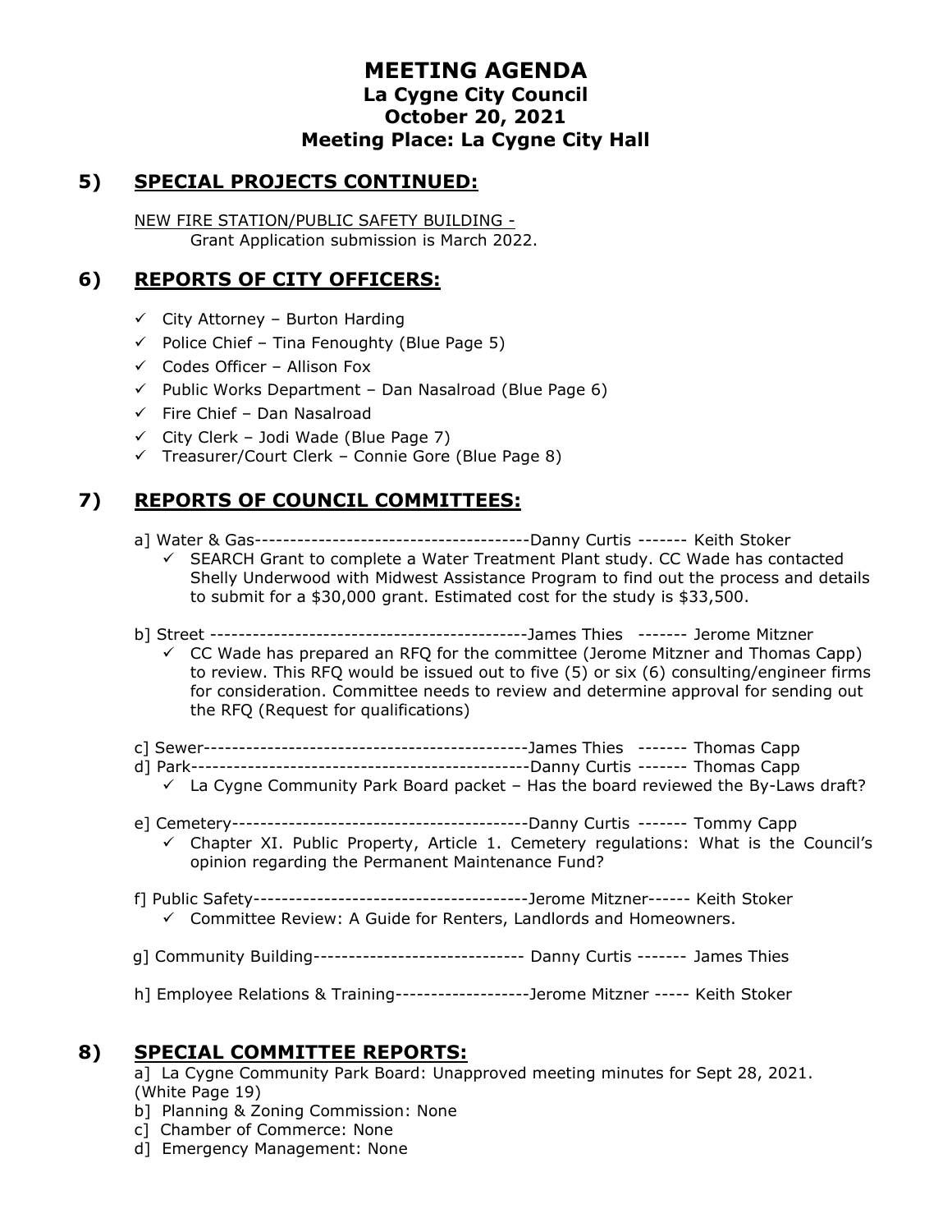# MEETING AGENDA
## La Cygne City Council
## October 20, 2021
## Meeting Place: La Cygne City Hall

## 5) SPECIAL PROJECTS CONTINUED:

NEW FIRE STATION/PUBLIC SAFETY BUILDING -
Grant Application submission is March 2022.

## 6) REPORTS OF CITY OFFICERS:

- ✓ City Attorney – Burton Harding
- ✓ Police Chief – Tina Fenoughty (Blue Page 5)
- ✓ Codes Officer – Allison Fox
- ✓ Public Works Department – Dan Nasalroad (Blue Page 6)
- ✓ Fire Chief – Dan Nasalroad
- ✓ City Clerk – Jodi Wade (Blue Page 7)
- ✓ Treasurer/Court Clerk – Connie Gore (Blue Page 8)

## 7) REPORTS OF COUNCIL COMMITTEES:

a] Water & Gas---------------------------------------Danny Curtis ------- Keith Stoker
- ✓ SEARCH Grant to complete a Water Treatment Plant study. CC Wade has contacted Shelly Underwood with Midwest Assistance Program to find out the process and details to submit for a $30,000 grant. Estimated cost for the study is $33,500.

b] Street --------------------------------------------James Thies ------- Jerome Mitzner
- ✓ CC Wade has prepared an RFQ for the committee (Jerome Mitzner and Thomas Capp) to review. This RFQ would be issued out to five (5) or six (6) consulting/engineer firms for consideration. Committee needs to review and determine approval for sending out the RFQ (Request for qualifications)

c] Sewer----------------------------------------------James Thies ------- Thomas Capp

d] Park------------------------------------------------Danny Curtis ------- Thomas Capp
- ✓ La Cygne Community Park Board packet – Has the board reviewed the By-Laws draft?

e] Cemetery------------------------------------------Danny Curtis ------- Tommy Capp
- ✓ Chapter XI. Public Property, Article 1. Cemetery regulations: What is the Council's opinion regarding the Permanent Maintenance Fund?

f] Public Safety---------------------------------------Jerome Mitzner------ Keith Stoker
- ✓ Committee Review: A Guide for Renters, Landlords and Homeowners.

g] Community Building------------------------------ Danny Curtis ------- James Thies

h] Employee Relations & Training-------------------Jerome Mitzner ----- Keith Stoker

## 8) SPECIAL COMMITTEE REPORTS:

a] La Cygne Community Park Board: Unapproved meeting minutes for Sept 28, 2021. (White Page 19)
b] Planning & Zoning Commission: None
c] Chamber of Commerce: None
d] Emergency Management: None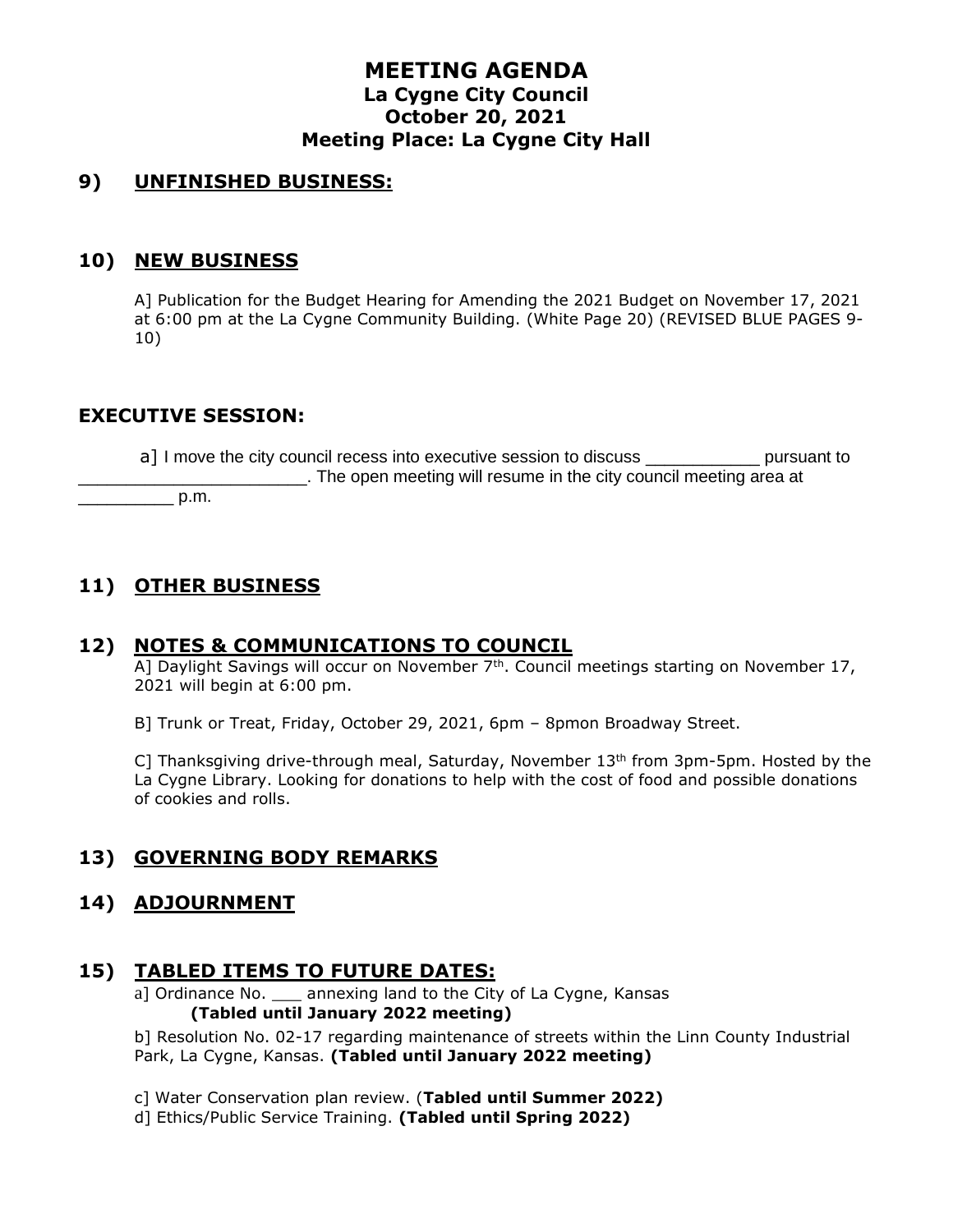# MEETING AGENDA
## La Cygne City Council
## October 20, 2021
## Meeting Place: La Cygne City Hall

## 9) UNFINISHED BUSINESS:

## 10) NEW BUSINESS

A] Publication for the Budget Hearing for Amending the 2021 Budget on November 17, 2021 at 6:00 pm at the La Cygne Community Building. (White Page 20) (REVISED BLUE PAGES 9-10)

## EXECUTIVE SESSION:

a] I move the city council recess into executive session to discuss ___________ pursuant to _______________________. The open meeting will resume in the city council meeting area at _________ p.m.

## 11) OTHER BUSINESS

## 12) NOTES & COMMUNICATIONS TO COUNCIL

A] Daylight Savings will occur on November 7th. Council meetings starting on November 17, 2021 will begin at 6:00 pm.

B] Trunk or Treat, Friday, October 29, 2021, 6pm – 8pmon Broadway Street.

C] Thanksgiving drive-through meal, Saturday, November 13th from 3pm-5pm. Hosted by the La Cygne Library. Looking for donations to help with the cost of food and possible donations of cookies and rolls.

## 13) GOVERNING BODY REMARKS

## 14) ADJOURNMENT

## 15) TABLED ITEMS TO FUTURE DATES:

a] Ordinance No. ___ annexing land to the City of La Cygne, Kansas **(Tabled until January 2022 meeting)**

b] Resolution No. 02-17 regarding maintenance of streets within the Linn County Industrial Park, La Cygne, Kansas. **(Tabled until January 2022 meeting)**

c] Water Conservation plan review. (**Tabled until Summer 2022)**
d] Ethics/Public Service Training. **(Tabled until Spring 2022)**